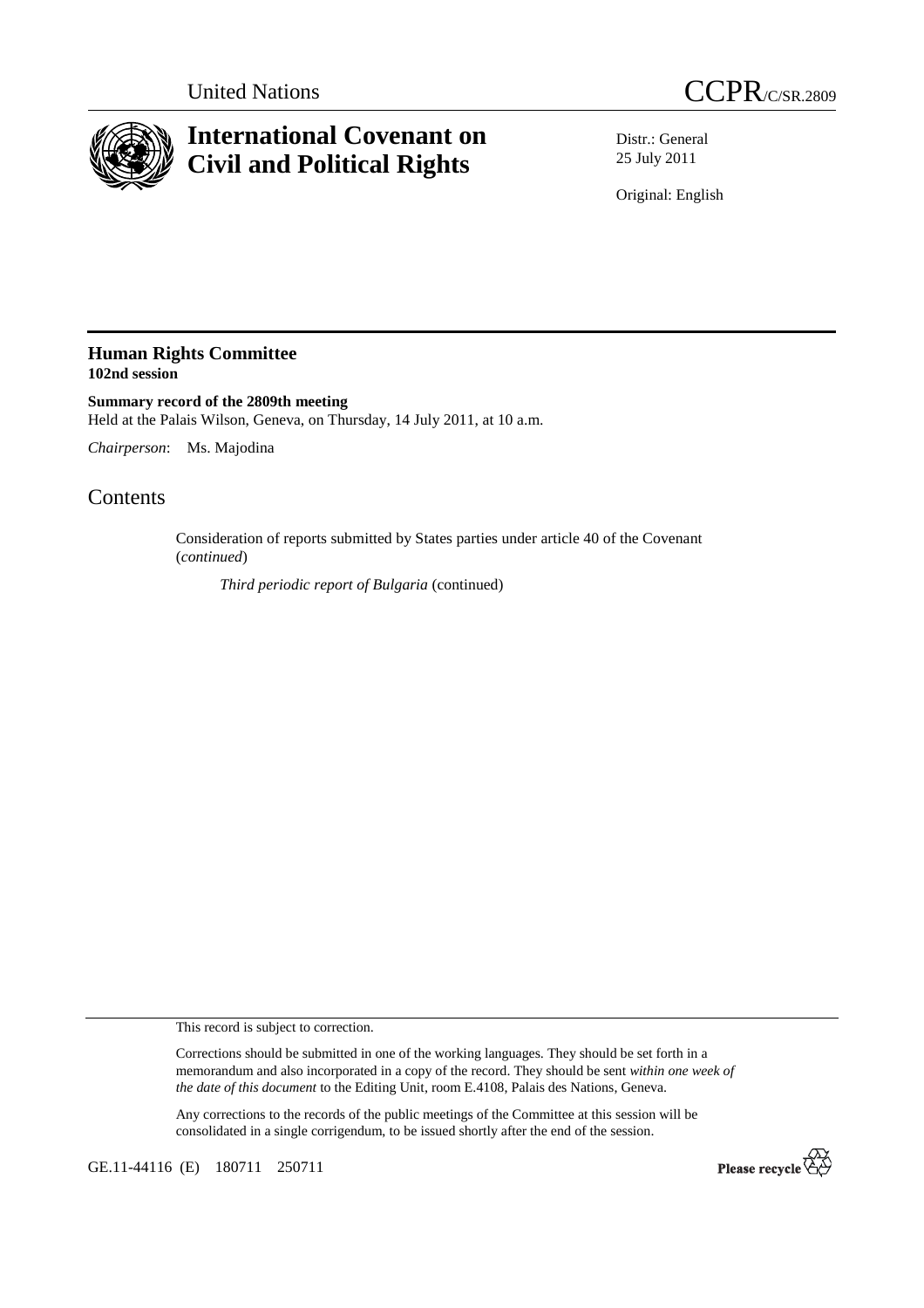United Nations CCPR/C/SR.2809

# International Covenant on Civil and Political Rights

Distr.: General
25 July 2011

Original: English

## Human Rights Committee
**102nd session**

**Summary record of the 2809th meeting**
Held at the Palais Wilson, Geneva, on Thursday, 14 July 2011, at 10 a.m.

*Chairperson*: Ms. Majodina

# Contents

Consideration of reports submitted by States parties under article 40 of the Covenant (*continued*)

*Third periodic report of Bulgaria* (continued)

This record is subject to correction.

Corrections should be submitted in one of the working languages. They should be set forth in a memorandum and also incorporated in a copy of the record. They should be sent *within one week of the date of this document* to the Editing Unit, room E.4108, Palais des Nations, Geneva.

Any corrections to the records of the public meetings of the Committee at this session will be consolidated in a single corrigendum, to be issued shortly after the end of the session.

GE.11-44116 (E) 180711 250711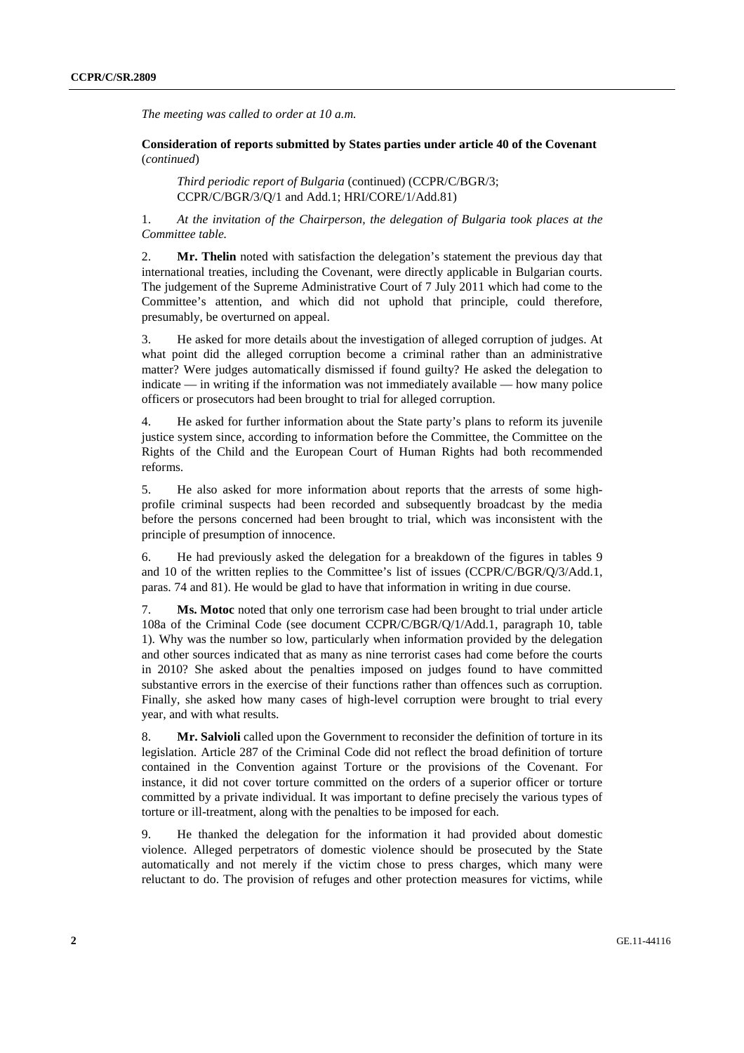*The meeting was called to order at 10 a.m.*

**Consideration of reports submitted by States parties under article 40 of the Covenant** (*continued*)

*Third periodic report of Bulgaria* (continued) (CCPR/C/BGR/3; CCPR/C/BGR/3/Q/1 and Add.1; HRI/CORE/1/Add.81)

1. *At the invitation of the Chairperson, the delegation of Bulgaria took places at the Committee table.*

2. **Mr. Thelin** noted with satisfaction the delegation's statement the previous day that international treaties, including the Covenant, were directly applicable in Bulgarian courts. The judgement of the Supreme Administrative Court of 7 July 2011 which had come to the Committee's attention, and which did not uphold that principle, could therefore, presumably, be overturned on appeal.

3. He asked for more details about the investigation of alleged corruption of judges. At what point did the alleged corruption become a criminal rather than an administrative matter? Were judges automatically dismissed if found guilty? He asked the delegation to indicate — in writing if the information was not immediately available — how many police officers or prosecutors had been brought to trial for alleged corruption.

4. He asked for further information about the State party's plans to reform its juvenile justice system since, according to information before the Committee, the Committee on the Rights of the Child and the European Court of Human Rights had both recommended reforms.

5. He also asked for more information about reports that the arrests of some high-profile criminal suspects had been recorded and subsequently broadcast by the media before the persons concerned had been brought to trial, which was inconsistent with the principle of presumption of innocence.

6. He had previously asked the delegation for a breakdown of the figures in tables 9 and 10 of the written replies to the Committee's list of issues (CCPR/C/BGR/Q/3/Add.1, paras. 74 and 81). He would be glad to have that information in writing in due course.

7. **Ms. Motoc** noted that only one terrorism case had been brought to trial under article 108a of the Criminal Code (see document CCPR/C/BGR/Q/1/Add.1, paragraph 10, table 1). Why was the number so low, particularly when information provided by the delegation and other sources indicated that as many as nine terrorist cases had come before the courts in 2010? She asked about the penalties imposed on judges found to have committed substantive errors in the exercise of their functions rather than offences such as corruption. Finally, she asked how many cases of high-level corruption were brought to trial every year, and with what results.

8. **Mr. Salvioli** called upon the Government to reconsider the definition of torture in its legislation. Article 287 of the Criminal Code did not reflect the broad definition of torture contained in the Convention against Torture or the provisions of the Covenant. For instance, it did not cover torture committed on the orders of a superior officer or torture committed by a private individual. It was important to define precisely the various types of torture or ill-treatment, along with the penalties to be imposed for each.

9. He thanked the delegation for the information it had provided about domestic violence. Alleged perpetrators of domestic violence should be prosecuted by the State automatically and not merely if the victim chose to press charges, which many were reluctant to do. The provision of refuges and other protection measures for victims, while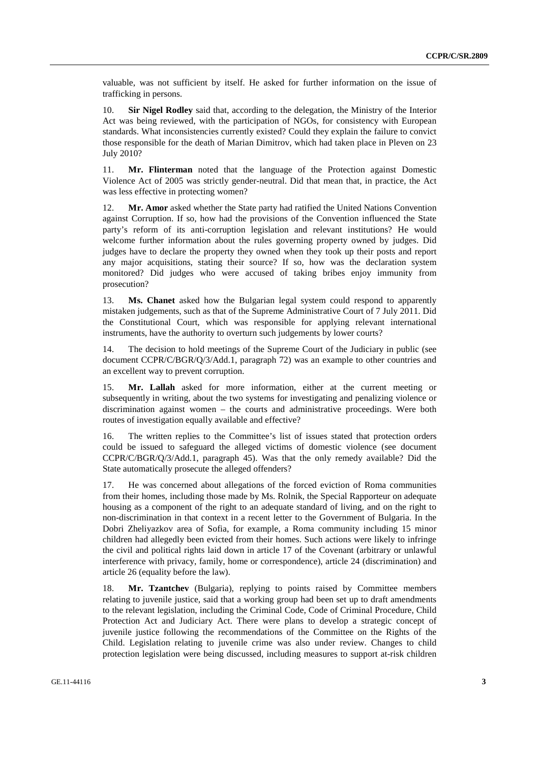valuable, was not sufficient by itself. He asked for further information on the issue of trafficking in persons.

10. **Sir Nigel Rodley** said that, according to the delegation, the Ministry of the Interior Act was being reviewed, with the participation of NGOs, for consistency with European standards. What inconsistencies currently existed? Could they explain the failure to convict those responsible for the death of Marian Dimitrov, which had taken place in Pleven on 23 July 2010?

11. **Mr. Flinterman** noted that the language of the Protection against Domestic Violence Act of 2005 was strictly gender-neutral. Did that mean that, in practice, the Act was less effective in protecting women?

12. **Mr. Amor** asked whether the State party had ratified the United Nations Convention against Corruption. If so, how had the provisions of the Convention influenced the State party's reform of its anti-corruption legislation and relevant institutions? He would welcome further information about the rules governing property owned by judges. Did judges have to declare the property they owned when they took up their posts and report any major acquisitions, stating their source? If so, how was the declaration system monitored? Did judges who were accused of taking bribes enjoy immunity from prosecution?

13. **Ms. Chanet** asked how the Bulgarian legal system could respond to apparently mistaken judgements, such as that of the Supreme Administrative Court of 7 July 2011. Did the Constitutional Court, which was responsible for applying relevant international instruments, have the authority to overturn such judgements by lower courts?

14. The decision to hold meetings of the Supreme Court of the Judiciary in public (see document CCPR/C/BGR/Q/3/Add.1, paragraph 72) was an example to other countries and an excellent way to prevent corruption.

15. **Mr. Lallah** asked for more information, either at the current meeting or subsequently in writing, about the two systems for investigating and penalizing violence or discrimination against women – the courts and administrative proceedings. Were both routes of investigation equally available and effective?

16. The written replies to the Committee's list of issues stated that protection orders could be issued to safeguard the alleged victims of domestic violence (see document CCPR/C/BGR/Q/3/Add.1, paragraph 45). Was that the only remedy available? Did the State automatically prosecute the alleged offenders?

17. He was concerned about allegations of the forced eviction of Roma communities from their homes, including those made by Ms. Rolnik, the Special Rapporteur on adequate housing as a component of the right to an adequate standard of living, and on the right to non-discrimination in that context in a recent letter to the Government of Bulgaria. In the Dobri Zheliyazkov area of Sofia, for example, a Roma community including 15 minor children had allegedly been evicted from their homes. Such actions were likely to infringe the civil and political rights laid down in article 17 of the Covenant (arbitrary or unlawful interference with privacy, family, home or correspondence), article 24 (discrimination) and article 26 (equality before the law).

18. **Mr. Tzantchev** (Bulgaria), replying to points raised by Committee members relating to juvenile justice, said that a working group had been set up to draft amendments to the relevant legislation, including the Criminal Code, Code of Criminal Procedure, Child Protection Act and Judiciary Act. There were plans to develop a strategic concept of juvenile justice following the recommendations of the Committee on the Rights of the Child. Legislation relating to juvenile crime was also under review. Changes to child protection legislation were being discussed, including measures to support at-risk children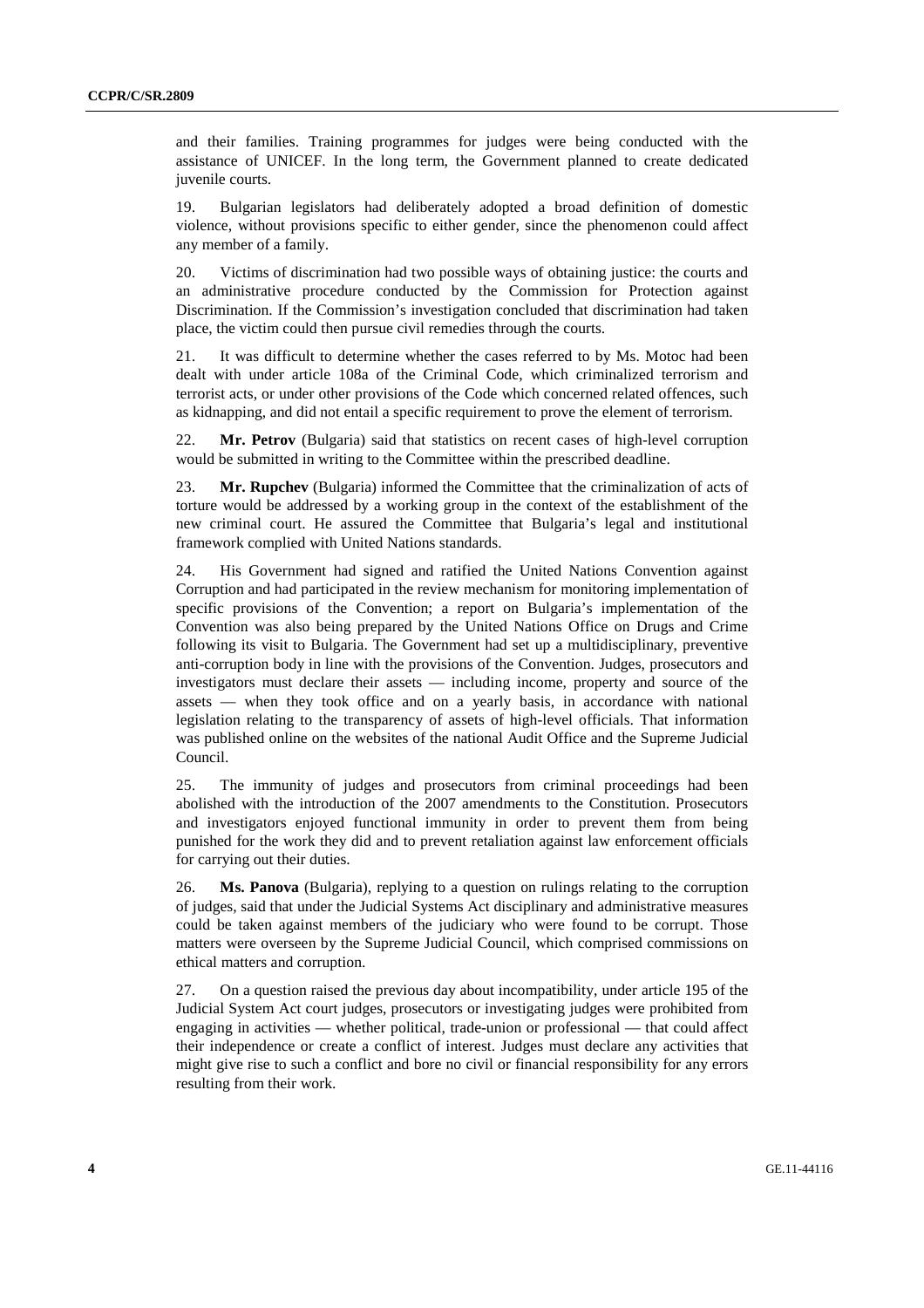and their families. Training programmes for judges were being conducted with the assistance of UNICEF. In the long term, the Government planned to create dedicated juvenile courts.

19. Bulgarian legislators had deliberately adopted a broad definition of domestic violence, without provisions specific to either gender, since the phenomenon could affect any member of a family.

20. Victims of discrimination had two possible ways of obtaining justice: the courts and an administrative procedure conducted by the Commission for Protection against Discrimination. If the Commission's investigation concluded that discrimination had taken place, the victim could then pursue civil remedies through the courts.

21. It was difficult to determine whether the cases referred to by Ms. Motoc had been dealt with under article 108a of the Criminal Code, which criminalized terrorism and terrorist acts, or under other provisions of the Code which concerned related offences, such as kidnapping, and did not entail a specific requirement to prove the element of terrorism.

22. **Mr. Petrov** (Bulgaria) said that statistics on recent cases of high-level corruption would be submitted in writing to the Committee within the prescribed deadline.

23. **Mr. Rupchev** (Bulgaria) informed the Committee that the criminalization of acts of torture would be addressed by a working group in the context of the establishment of the new criminal court. He assured the Committee that Bulgaria's legal and institutional framework complied with United Nations standards.

24. His Government had signed and ratified the United Nations Convention against Corruption and had participated in the review mechanism for monitoring implementation of specific provisions of the Convention; a report on Bulgaria's implementation of the Convention was also being prepared by the United Nations Office on Drugs and Crime following its visit to Bulgaria. The Government had set up a multidisciplinary, preventive anti-corruption body in line with the provisions of the Convention. Judges, prosecutors and investigators must declare their assets — including income, property and source of the assets — when they took office and on a yearly basis, in accordance with national legislation relating to the transparency of assets of high-level officials. That information was published online on the websites of the national Audit Office and the Supreme Judicial Council.

25. The immunity of judges and prosecutors from criminal proceedings had been abolished with the introduction of the 2007 amendments to the Constitution. Prosecutors and investigators enjoyed functional immunity in order to prevent them from being punished for the work they did and to prevent retaliation against law enforcement officials for carrying out their duties.

26. **Ms. Panova** (Bulgaria), replying to a question on rulings relating to the corruption of judges, said that under the Judicial Systems Act disciplinary and administrative measures could be taken against members of the judiciary who were found to be corrupt. Those matters were overseen by the Supreme Judicial Council, which comprised commissions on ethical matters and corruption.

27. On a question raised the previous day about incompatibility, under article 195 of the Judicial System Act court judges, prosecutors or investigating judges were prohibited from engaging in activities — whether political, trade-union or professional — that could affect their independence or create a conflict of interest. Judges must declare any activities that might give rise to such a conflict and bore no civil or financial responsibility for any errors resulting from their work.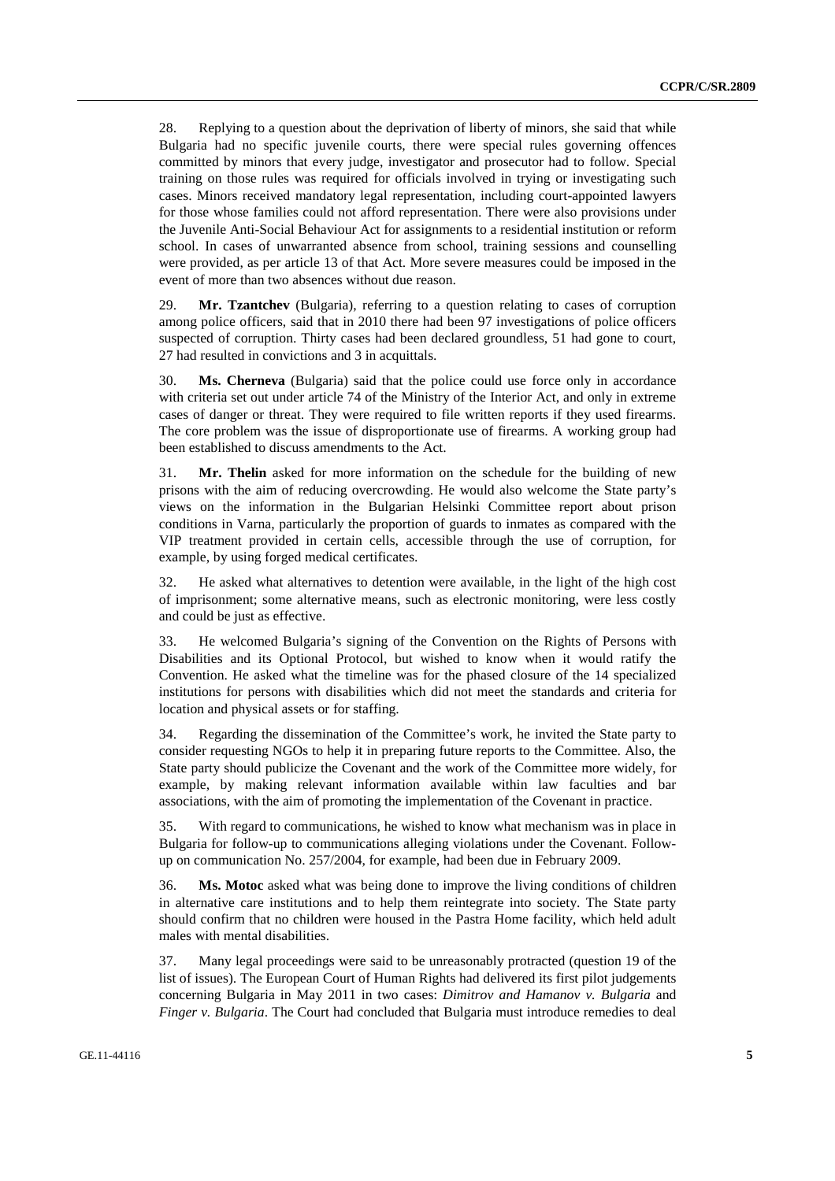28. Replying to a question about the deprivation of liberty of minors, she said that while Bulgaria had no specific juvenile courts, there were special rules governing offences committed by minors that every judge, investigator and prosecutor had to follow. Special training on those rules was required for officials involved in trying or investigating such cases. Minors received mandatory legal representation, including court-appointed lawyers for those whose families could not afford representation. There were also provisions under the Juvenile Anti-Social Behaviour Act for assignments to a residential institution or reform school. In cases of unwarranted absence from school, training sessions and counselling were provided, as per article 13 of that Act. More severe measures could be imposed in the event of more than two absences without due reason.

29. **Mr. Tzantchev** (Bulgaria), referring to a question relating to cases of corruption among police officers, said that in 2010 there had been 97 investigations of police officers suspected of corruption. Thirty cases had been declared groundless, 51 had gone to court, 27 had resulted in convictions and 3 in acquittals.

30. **Ms. Cherneva** (Bulgaria) said that the police could use force only in accordance with criteria set out under article 74 of the Ministry of the Interior Act, and only in extreme cases of danger or threat. They were required to file written reports if they used firearms. The core problem was the issue of disproportionate use of firearms. A working group had been established to discuss amendments to the Act.

31. **Mr. Thelin** asked for more information on the schedule for the building of new prisons with the aim of reducing overcrowding. He would also welcome the State party's views on the information in the Bulgarian Helsinki Committee report about prison conditions in Varna, particularly the proportion of guards to inmates as compared with the VIP treatment provided in certain cells, accessible through the use of corruption, for example, by using forged medical certificates.

32. He asked what alternatives to detention were available, in the light of the high cost of imprisonment; some alternative means, such as electronic monitoring, were less costly and could be just as effective.

33. He welcomed Bulgaria's signing of the Convention on the Rights of Persons with Disabilities and its Optional Protocol, but wished to know when it would ratify the Convention. He asked what the timeline was for the phased closure of the 14 specialized institutions for persons with disabilities which did not meet the standards and criteria for location and physical assets or for staffing.

34. Regarding the dissemination of the Committee's work, he invited the State party to consider requesting NGOs to help it in preparing future reports to the Committee. Also, the State party should publicize the Covenant and the work of the Committee more widely, for example, by making relevant information available within law faculties and bar associations, with the aim of promoting the implementation of the Covenant in practice.

35. With regard to communications, he wished to know what mechanism was in place in Bulgaria for follow-up to communications alleging violations under the Covenant. Follow-up on communication No. 257/2004, for example, had been due in February 2009.

36. **Ms. Motoc** asked what was being done to improve the living conditions of children in alternative care institutions and to help them reintegrate into society. The State party should confirm that no children were housed in the Pastra Home facility, which held adult males with mental disabilities.

37. Many legal proceedings were said to be unreasonably protracted (question 19 of the list of issues). The European Court of Human Rights had delivered its first pilot judgements concerning Bulgaria in May 2011 in two cases: *Dimitrov and Hamanov v. Bulgaria* and *Finger v. Bulgaria*. The Court had concluded that Bulgaria must introduce remedies to deal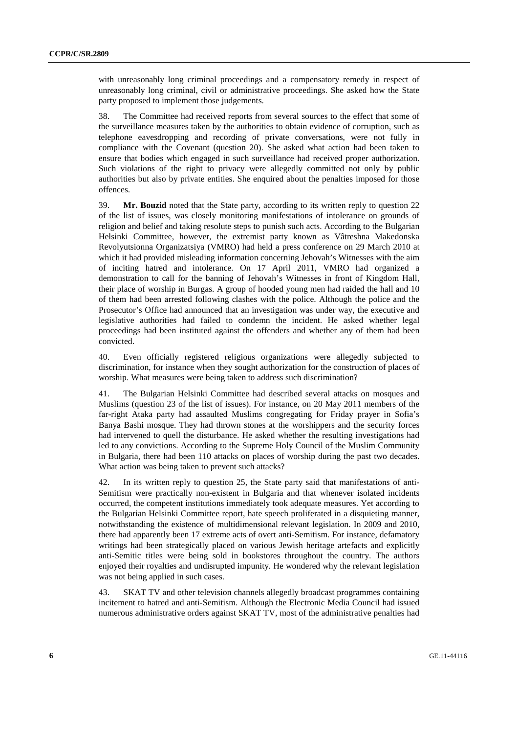with unreasonably long criminal proceedings and a compensatory remedy in respect of unreasonably long criminal, civil or administrative proceedings. She asked how the State party proposed to implement those judgements.

38. The Committee had received reports from several sources to the effect that some of the surveillance measures taken by the authorities to obtain evidence of corruption, such as telephone eavesdropping and recording of private conversations, were not fully in compliance with the Covenant (question 20). She asked what action had been taken to ensure that bodies which engaged in such surveillance had received proper authorization. Such violations of the right to privacy were allegedly committed not only by public authorities but also by private entities. She enquired about the penalties imposed for those offences.

39. **Mr. Bouzid** noted that the State party, according to its written reply to question 22 of the list of issues, was closely monitoring manifestations of intolerance on grounds of religion and belief and taking resolute steps to punish such acts. According to the Bulgarian Helsinki Committee, however, the extremist party known as Vâtreshna Makedonska Revolyutsionna Organizatsiya (VMRO) had held a press conference on 29 March 2010 at which it had provided misleading information concerning Jehovah's Witnesses with the aim of inciting hatred and intolerance. On 17 April 2011, VMRO had organized a demonstration to call for the banning of Jehovah's Witnesses in front of Kingdom Hall, their place of worship in Burgas. A group of hooded young men had raided the hall and 10 of them had been arrested following clashes with the police. Although the police and the Prosecutor's Office had announced that an investigation was under way, the executive and legislative authorities had failed to condemn the incident. He asked whether legal proceedings had been instituted against the offenders and whether any of them had been convicted.

40. Even officially registered religious organizations were allegedly subjected to discrimination, for instance when they sought authorization for the construction of places of worship. What measures were being taken to address such discrimination?

41. The Bulgarian Helsinki Committee had described several attacks on mosques and Muslims (question 23 of the list of issues). For instance, on 20 May 2011 members of the far-right Ataka party had assaulted Muslims congregating for Friday prayer in Sofia's Banya Bashi mosque. They had thrown stones at the worshippers and the security forces had intervened to quell the disturbance. He asked whether the resulting investigations had led to any convictions. According to the Supreme Holy Council of the Muslim Community in Bulgaria, there had been 110 attacks on places of worship during the past two decades. What action was being taken to prevent such attacks?

42. In its written reply to question 25, the State party said that manifestations of anti-Semitism were practically non-existent in Bulgaria and that whenever isolated incidents occurred, the competent institutions immediately took adequate measures. Yet according to the Bulgarian Helsinki Committee report, hate speech proliferated in a disquieting manner, notwithstanding the existence of multidimensional relevant legislation. In 2009 and 2010, there had apparently been 17 extreme acts of overt anti-Semitism. For instance, defamatory writings had been strategically placed on various Jewish heritage artefacts and explicitly anti-Semitic titles were being sold in bookstores throughout the country. The authors enjoyed their royalties and undisrupted impunity. He wondered why the relevant legislation was not being applied in such cases.

43. SKAT TV and other television channels allegedly broadcast programmes containing incitement to hatred and anti-Semitism. Although the Electronic Media Council had issued numerous administrative orders against SKAT TV, most of the administrative penalties had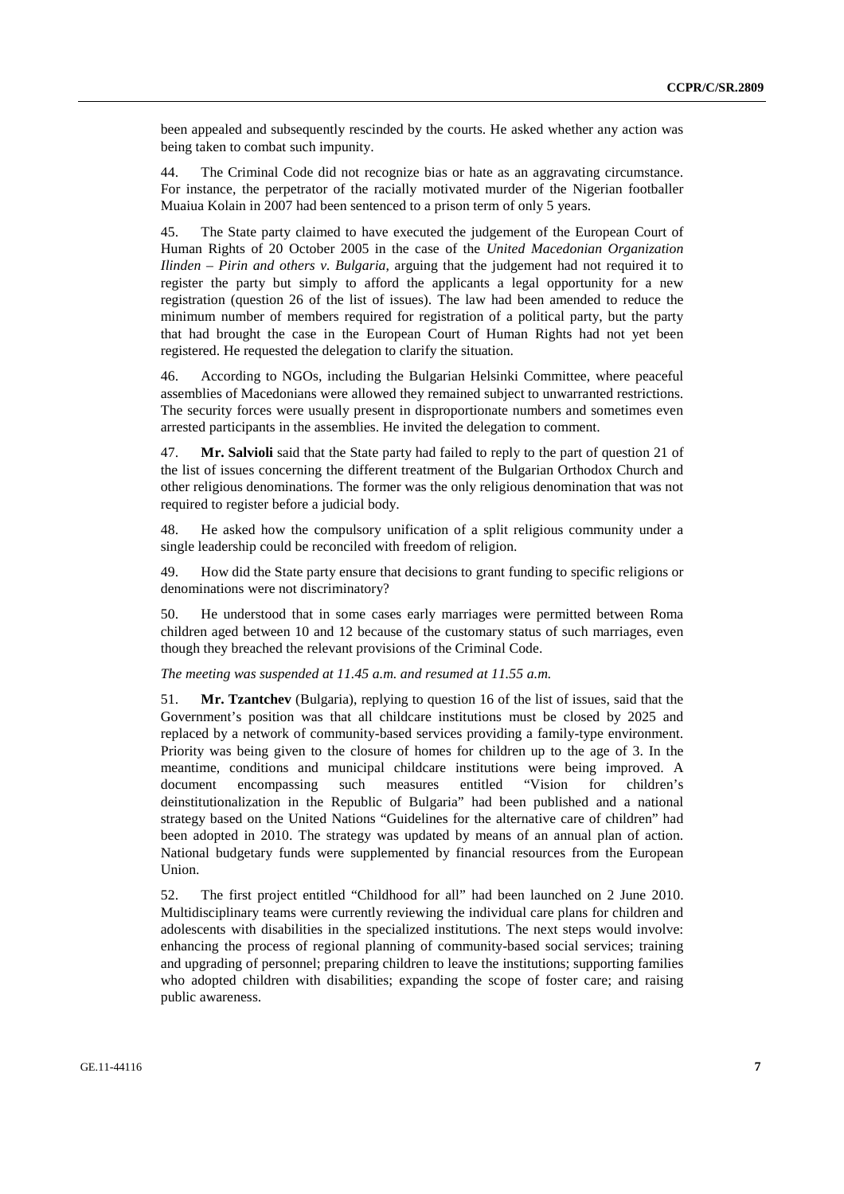been appealed and subsequently rescinded by the courts. He asked whether any action was being taken to combat such impunity.

44. The Criminal Code did not recognize bias or hate as an aggravating circumstance. For instance, the perpetrator of the racially motivated murder of the Nigerian footballer Muaiua Kolain in 2007 had been sentenced to a prison term of only 5 years.

45. The State party claimed to have executed the judgement of the European Court of Human Rights of 20 October 2005 in the case of the *United Macedonian Organization Ilinden – Pirin and others v. Bulgaria*, arguing that the judgement had not required it to register the party but simply to afford the applicants a legal opportunity for a new registration (question 26 of the list of issues). The law had been amended to reduce the minimum number of members required for registration of a political party, but the party that had brought the case in the European Court of Human Rights had not yet been registered. He requested the delegation to clarify the situation.

46. According to NGOs, including the Bulgarian Helsinki Committee, where peaceful assemblies of Macedonians were allowed they remained subject to unwarranted restrictions. The security forces were usually present in disproportionate numbers and sometimes even arrested participants in the assemblies. He invited the delegation to comment.

47. **Mr. Salvioli** said that the State party had failed to reply to the part of question 21 of the list of issues concerning the different treatment of the Bulgarian Orthodox Church and other religious denominations. The former was the only religious denomination that was not required to register before a judicial body.

48. He asked how the compulsory unification of a split religious community under a single leadership could be reconciled with freedom of religion.

49. How did the State party ensure that decisions to grant funding to specific religions or denominations were not discriminatory?

50. He understood that in some cases early marriages were permitted between Roma children aged between 10 and 12 because of the customary status of such marriages, even though they breached the relevant provisions of the Criminal Code.

*The meeting was suspended at 11.45 a.m. and resumed at 11.55 a.m.*

51. **Mr. Tzantchev** (Bulgaria), replying to question 16 of the list of issues, said that the Government's position was that all childcare institutions must be closed by 2025 and replaced by a network of community-based services providing a family-type environment. Priority was being given to the closure of homes for children up to the age of 3. In the meantime, conditions and municipal childcare institutions were being improved. A document encompassing such measures entitled "Vision for children's deinstitutionalization in the Republic of Bulgaria" had been published and a national strategy based on the United Nations "Guidelines for the alternative care of children" had been adopted in 2010. The strategy was updated by means of an annual plan of action. National budgetary funds were supplemented by financial resources from the European Union.

52. The first project entitled "Childhood for all" had been launched on 2 June 2010. Multidisciplinary teams were currently reviewing the individual care plans for children and adolescents with disabilities in the specialized institutions. The next steps would involve: enhancing the process of regional planning of community-based social services; training and upgrading of personnel; preparing children to leave the institutions; supporting families who adopted children with disabilities; expanding the scope of foster care; and raising public awareness.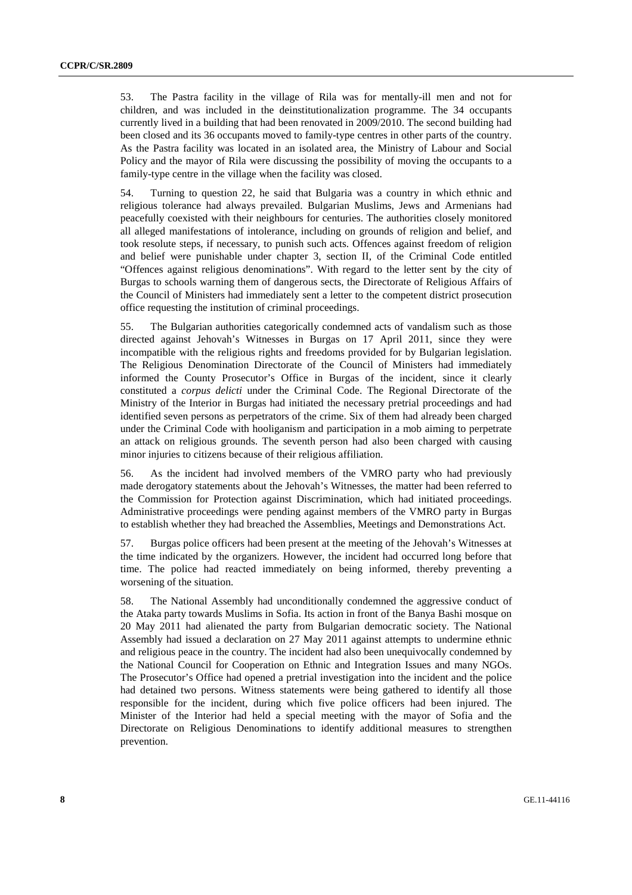53. The Pastra facility in the village of Rila was for mentally-ill men and not for children, and was included in the deinstitutionalization programme. The 34 occupants currently lived in a building that had been renovated in 2009/2010. The second building had been closed and its 36 occupants moved to family-type centres in other parts of the country. As the Pastra facility was located in an isolated area, the Ministry of Labour and Social Policy and the mayor of Rila were discussing the possibility of moving the occupants to a family-type centre in the village when the facility was closed.

54. Turning to question 22, he said that Bulgaria was a country in which ethnic and religious tolerance had always prevailed. Bulgarian Muslims, Jews and Armenians had peacefully coexisted with their neighbours for centuries. The authorities closely monitored all alleged manifestations of intolerance, including on grounds of religion and belief, and took resolute steps, if necessary, to punish such acts. Offences against freedom of religion and belief were punishable under chapter 3, section II, of the Criminal Code entitled "Offences against religious denominations". With regard to the letter sent by the city of Burgas to schools warning them of dangerous sects, the Directorate of Religious Affairs of the Council of Ministers had immediately sent a letter to the competent district prosecution office requesting the institution of criminal proceedings.

55. The Bulgarian authorities categorically condemned acts of vandalism such as those directed against Jehovah's Witnesses in Burgas on 17 April 2011, since they were incompatible with the religious rights and freedoms provided for by Bulgarian legislation. The Religious Denomination Directorate of the Council of Ministers had immediately informed the County Prosecutor's Office in Burgas of the incident, since it clearly constituted a *corpus delicti* under the Criminal Code. The Regional Directorate of the Ministry of the Interior in Burgas had initiated the necessary pretrial proceedings and had identified seven persons as perpetrators of the crime. Six of them had already been charged under the Criminal Code with hooliganism and participation in a mob aiming to perpetrate an attack on religious grounds. The seventh person had also been charged with causing minor injuries to citizens because of their religious affiliation.

56. As the incident had involved members of the VMRO party who had previously made derogatory statements about the Jehovah's Witnesses, the matter had been referred to the Commission for Protection against Discrimination, which had initiated proceedings. Administrative proceedings were pending against members of the VMRO party in Burgas to establish whether they had breached the Assemblies, Meetings and Demonstrations Act.

57. Burgas police officers had been present at the meeting of the Jehovah's Witnesses at the time indicated by the organizers. However, the incident had occurred long before that time. The police had reacted immediately on being informed, thereby preventing a worsening of the situation.

58. The National Assembly had unconditionally condemned the aggressive conduct of the Ataka party towards Muslims in Sofia. Its action in front of the Banya Bashi mosque on 20 May 2011 had alienated the party from Bulgarian democratic society. The National Assembly had issued a declaration on 27 May 2011 against attempts to undermine ethnic and religious peace in the country. The incident had also been unequivocally condemned by the National Council for Cooperation on Ethnic and Integration Issues and many NGOs. The Prosecutor's Office had opened a pretrial investigation into the incident and the police had detained two persons. Witness statements were being gathered to identify all those responsible for the incident, during which five police officers had been injured. The Minister of the Interior had held a special meeting with the mayor of Sofia and the Directorate on Religious Denominations to identify additional measures to strengthen prevention.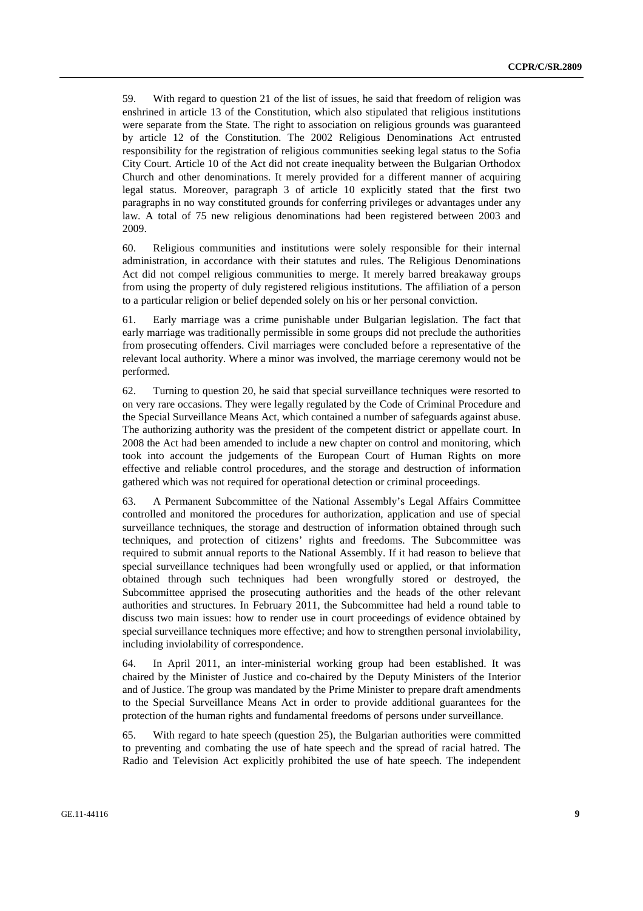59. With regard to question 21 of the list of issues, he said that freedom of religion was enshrined in article 13 of the Constitution, which also stipulated that religious institutions were separate from the State. The right to association on religious grounds was guaranteed by article 12 of the Constitution. The 2002 Religious Denominations Act entrusted responsibility for the registration of religious communities seeking legal status to the Sofia City Court. Article 10 of the Act did not create inequality between the Bulgarian Orthodox Church and other denominations. It merely provided for a different manner of acquiring legal status. Moreover, paragraph 3 of article 10 explicitly stated that the first two paragraphs in no way constituted grounds for conferring privileges or advantages under any law. A total of 75 new religious denominations had been registered between 2003 and 2009.

60. Religious communities and institutions were solely responsible for their internal administration, in accordance with their statutes and rules. The Religious Denominations Act did not compel religious communities to merge. It merely barred breakaway groups from using the property of duly registered religious institutions. The affiliation of a person to a particular religion or belief depended solely on his or her personal conviction.

61. Early marriage was a crime punishable under Bulgarian legislation. The fact that early marriage was traditionally permissible in some groups did not preclude the authorities from prosecuting offenders. Civil marriages were concluded before a representative of the relevant local authority. Where a minor was involved, the marriage ceremony would not be performed.

62. Turning to question 20, he said that special surveillance techniques were resorted to on very rare occasions. They were legally regulated by the Code of Criminal Procedure and the Special Surveillance Means Act, which contained a number of safeguards against abuse. The authorizing authority was the president of the competent district or appellate court. In 2008 the Act had been amended to include a new chapter on control and monitoring, which took into account the judgements of the European Court of Human Rights on more effective and reliable control procedures, and the storage and destruction of information gathered which was not required for operational detection or criminal proceedings.

63. A Permanent Subcommittee of the National Assembly's Legal Affairs Committee controlled and monitored the procedures for authorization, application and use of special surveillance techniques, the storage and destruction of information obtained through such techniques, and protection of citizens' rights and freedoms. The Subcommittee was required to submit annual reports to the National Assembly. If it had reason to believe that special surveillance techniques had been wrongfully used or applied, or that information obtained through such techniques had been wrongfully stored or destroyed, the Subcommittee apprised the prosecuting authorities and the heads of the other relevant authorities and structures. In February 2011, the Subcommittee had held a round table to discuss two main issues: how to render use in court proceedings of evidence obtained by special surveillance techniques more effective; and how to strengthen personal inviolability, including inviolability of correspondence.

64. In April 2011, an inter-ministerial working group had been established. It was chaired by the Minister of Justice and co-chaired by the Deputy Ministers of the Interior and of Justice. The group was mandated by the Prime Minister to prepare draft amendments to the Special Surveillance Means Act in order to provide additional guarantees for the protection of the human rights and fundamental freedoms of persons under surveillance.

65. With regard to hate speech (question 25), the Bulgarian authorities were committed to preventing and combating the use of hate speech and the spread of racial hatred. The Radio and Television Act explicitly prohibited the use of hate speech. The independent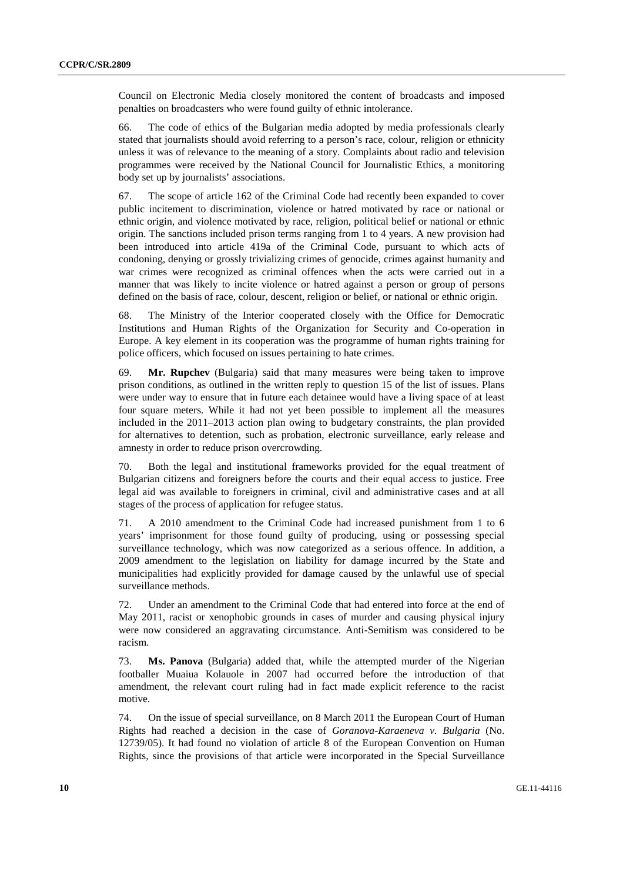Council on Electronic Media closely monitored the content of broadcasts and imposed penalties on broadcasters who were found guilty of ethnic intolerance.

66. The code of ethics of the Bulgarian media adopted by media professionals clearly stated that journalists should avoid referring to a person's race, colour, religion or ethnicity unless it was of relevance to the meaning of a story. Complaints about radio and television programmes were received by the National Council for Journalistic Ethics, a monitoring body set up by journalists' associations.

67. The scope of article 162 of the Criminal Code had recently been expanded to cover public incitement to discrimination, violence or hatred motivated by race or national or ethnic origin, and violence motivated by race, religion, political belief or national or ethnic origin. The sanctions included prison terms ranging from 1 to 4 years. A new provision had been introduced into article 419a of the Criminal Code, pursuant to which acts of condoning, denying or grossly trivializing crimes of genocide, crimes against humanity and war crimes were recognized as criminal offences when the acts were carried out in a manner that was likely to incite violence or hatred against a person or group of persons defined on the basis of race, colour, descent, religion or belief, or national or ethnic origin.

68. The Ministry of the Interior cooperated closely with the Office for Democratic Institutions and Human Rights of the Organization for Security and Co-operation in Europe. A key element in its cooperation was the programme of human rights training for police officers, which focused on issues pertaining to hate crimes.

69. **Mr. Rupchev** (Bulgaria) said that many measures were being taken to improve prison conditions, as outlined in the written reply to question 15 of the list of issues. Plans were under way to ensure that in future each detainee would have a living space of at least four square meters. While it had not yet been possible to implement all the measures included in the 2011–2013 action plan owing to budgetary constraints, the plan provided for alternatives to detention, such as probation, electronic surveillance, early release and amnesty in order to reduce prison overcrowding.

70. Both the legal and institutional frameworks provided for the equal treatment of Bulgarian citizens and foreigners before the courts and their equal access to justice. Free legal aid was available to foreigners in criminal, civil and administrative cases and at all stages of the process of application for refugee status.

71. A 2010 amendment to the Criminal Code had increased punishment from 1 to 6 years' imprisonment for those found guilty of producing, using or possessing special surveillance technology, which was now categorized as a serious offence. In addition, a 2009 amendment to the legislation on liability for damage incurred by the State and municipalities had explicitly provided for damage caused by the unlawful use of special surveillance methods.

72. Under an amendment to the Criminal Code that had entered into force at the end of May 2011, racist or xenophobic grounds in cases of murder and causing physical injury were now considered an aggravating circumstance. Anti-Semitism was considered to be racism.

73. **Ms. Panova** (Bulgaria) added that, while the attempted murder of the Nigerian footballer Muaiua Kolauole in 2007 had occurred before the introduction of that amendment, the relevant court ruling had in fact made explicit reference to the racist motive.

74. On the issue of special surveillance, on 8 March 2011 the European Court of Human Rights had reached a decision in the case of *Goranova-Karaeneva v. Bulgaria* (No. 12739/05). It had found no violation of article 8 of the European Convention on Human Rights, since the provisions of that article were incorporated in the Special Surveillance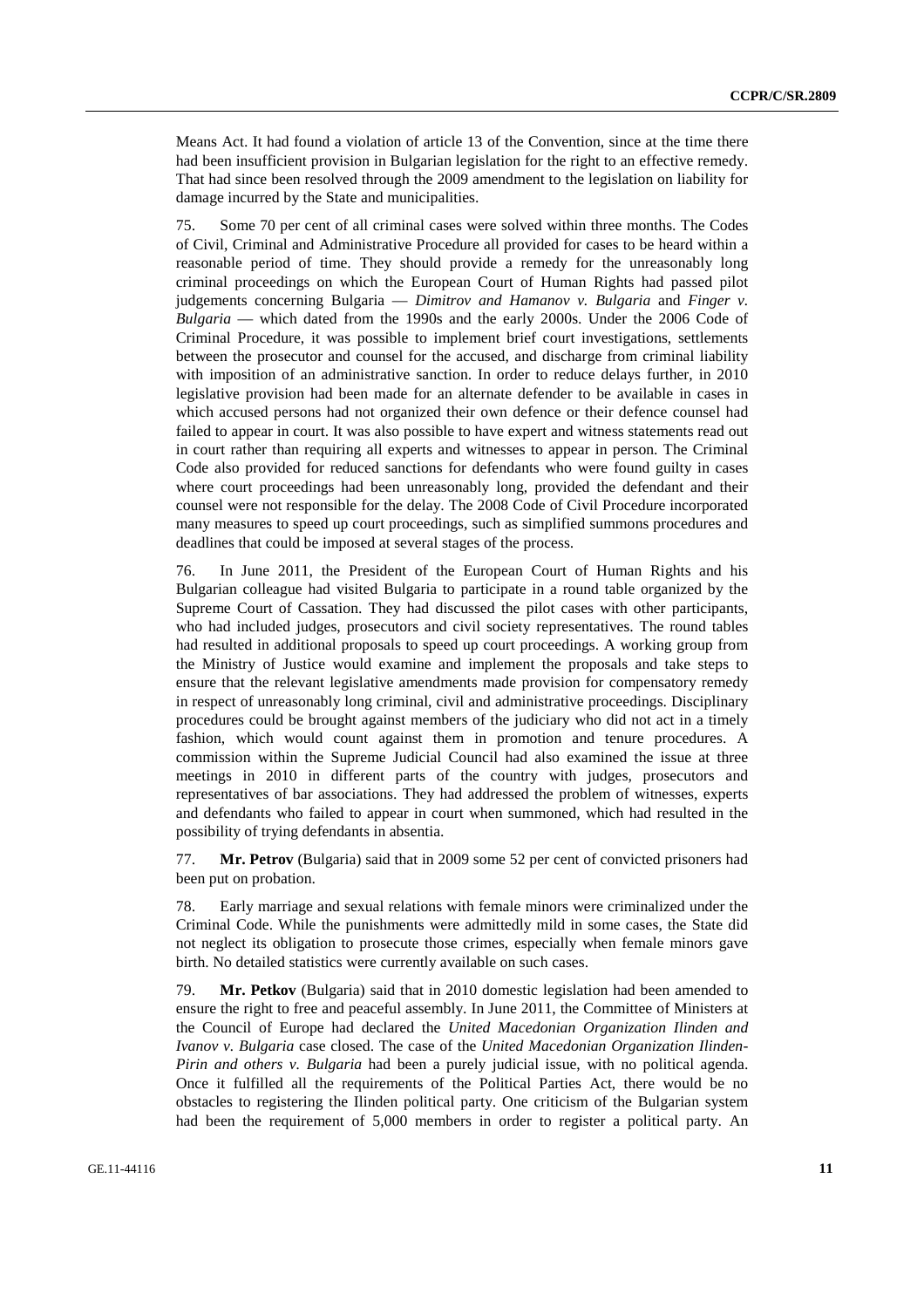Means Act. It had found a violation of article 13 of the Convention, since at the time there had been insufficient provision in Bulgarian legislation for the right to an effective remedy. That had since been resolved through the 2009 amendment to the legislation on liability for damage incurred by the State and municipalities.

75. Some 70 per cent of all criminal cases were solved within three months. The Codes of Civil, Criminal and Administrative Procedure all provided for cases to be heard within a reasonable period of time. They should provide a remedy for the unreasonably long criminal proceedings on which the European Court of Human Rights had passed pilot judgements concerning Bulgaria — *Dimitrov and Hamanov v. Bulgaria* and *Finger v. Bulgaria* — which dated from the 1990s and the early 2000s. Under the 2006 Code of Criminal Procedure, it was possible to implement brief court investigations, settlements between the prosecutor and counsel for the accused, and discharge from criminal liability with imposition of an administrative sanction. In order to reduce delays further, in 2010 legislative provision had been made for an alternate defender to be available in cases in which accused persons had not organized their own defence or their defence counsel had failed to appear in court. It was also possible to have expert and witness statements read out in court rather than requiring all experts and witnesses to appear in person. The Criminal Code also provided for reduced sanctions for defendants who were found guilty in cases where court proceedings had been unreasonably long, provided the defendant and their counsel were not responsible for the delay. The 2008 Code of Civil Procedure incorporated many measures to speed up court proceedings, such as simplified summons procedures and deadlines that could be imposed at several stages of the process.

76. In June 2011, the President of the European Court of Human Rights and his Bulgarian colleague had visited Bulgaria to participate in a round table organized by the Supreme Court of Cassation. They had discussed the pilot cases with other participants, who had included judges, prosecutors and civil society representatives. The round tables had resulted in additional proposals to speed up court proceedings. A working group from the Ministry of Justice would examine and implement the proposals and take steps to ensure that the relevant legislative amendments made provision for compensatory remedy in respect of unreasonably long criminal, civil and administrative proceedings. Disciplinary procedures could be brought against members of the judiciary who did not act in a timely fashion, which would count against them in promotion and tenure procedures. A commission within the Supreme Judicial Council had also examined the issue at three meetings in 2010 in different parts of the country with judges, prosecutors and representatives of bar associations. They had addressed the problem of witnesses, experts and defendants who failed to appear in court when summoned, which had resulted in the possibility of trying defendants in absentia.

77. **Mr. Petrov** (Bulgaria) said that in 2009 some 52 per cent of convicted prisoners had been put on probation.

78. Early marriage and sexual relations with female minors were criminalized under the Criminal Code. While the punishments were admittedly mild in some cases, the State did not neglect its obligation to prosecute those crimes, especially when female minors gave birth. No detailed statistics were currently available on such cases.

79. **Mr. Petkov** (Bulgaria) said that in 2010 domestic legislation had been amended to ensure the right to free and peaceful assembly. In June 2011, the Committee of Ministers at the Council of Europe had declared the *United Macedonian Organization Ilinden and Ivanov v. Bulgaria* case closed. The case of the *United Macedonian Organization Ilinden-Pirin and others v. Bulgaria* had been a purely judicial issue, with no political agenda. Once it fulfilled all the requirements of the Political Parties Act, there would be no obstacles to registering the Ilinden political party. One criticism of the Bulgarian system had been the requirement of 5,000 members in order to register a political party. An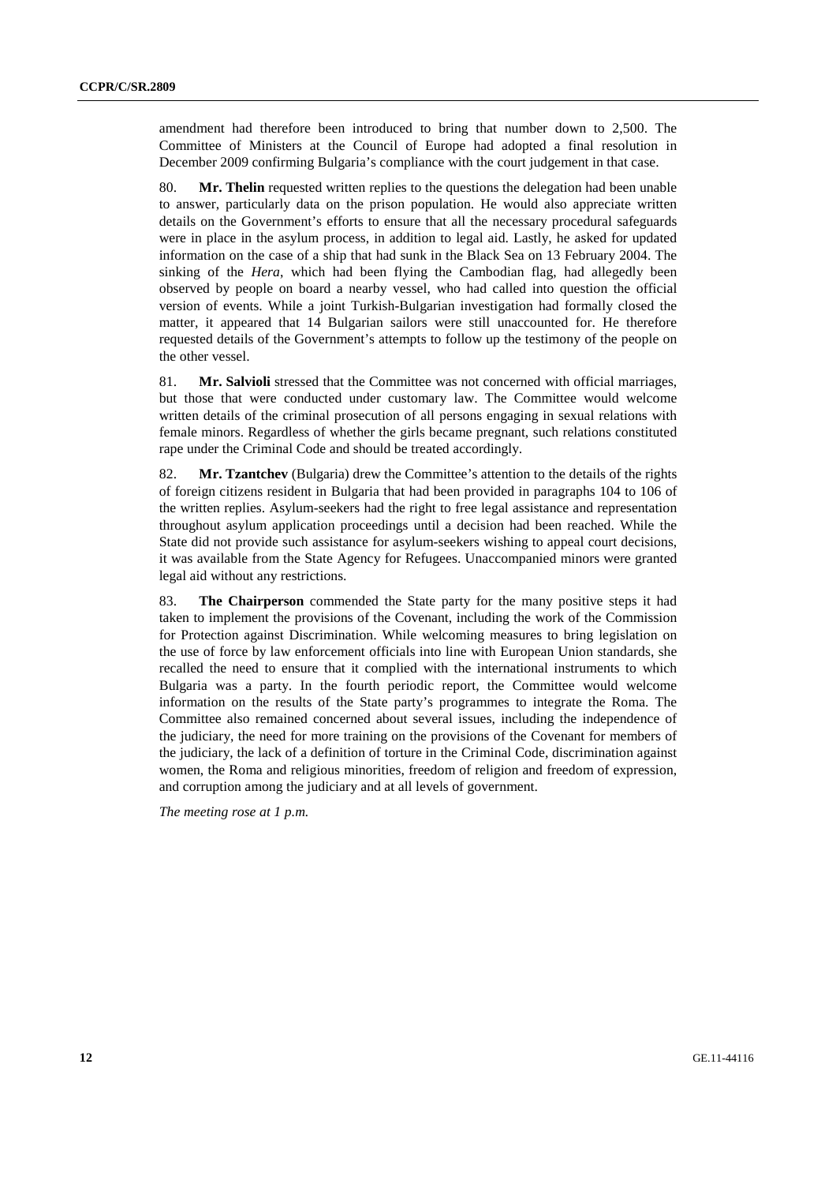amendment had therefore been introduced to bring that number down to 2,500. The Committee of Ministers at the Council of Europe had adopted a final resolution in December 2009 confirming Bulgaria's compliance with the court judgement in that case.

80. **Mr. Thelin** requested written replies to the questions the delegation had been unable to answer, particularly data on the prison population. He would also appreciate written details on the Government's efforts to ensure that all the necessary procedural safeguards were in place in the asylum process, in addition to legal aid. Lastly, he asked for updated information on the case of a ship that had sunk in the Black Sea on 13 February 2004. The sinking of the *Hera*, which had been flying the Cambodian flag, had allegedly been observed by people on board a nearby vessel, who had called into question the official version of events. While a joint Turkish-Bulgarian investigation had formally closed the matter, it appeared that 14 Bulgarian sailors were still unaccounted for. He therefore requested details of the Government's attempts to follow up the testimony of the people on the other vessel.

81. **Mr. Salvioli** stressed that the Committee was not concerned with official marriages, but those that were conducted under customary law. The Committee would welcome written details of the criminal prosecution of all persons engaging in sexual relations with female minors. Regardless of whether the girls became pregnant, such relations constituted rape under the Criminal Code and should be treated accordingly.

82. **Mr. Tzantchev** (Bulgaria) drew the Committee's attention to the details of the rights of foreign citizens resident in Bulgaria that had been provided in paragraphs 104 to 106 of the written replies. Asylum-seekers had the right to free legal assistance and representation throughout asylum application proceedings until a decision had been reached. While the State did not provide such assistance for asylum-seekers wishing to appeal court decisions, it was available from the State Agency for Refugees. Unaccompanied minors were granted legal aid without any restrictions.

83. **The Chairperson** commended the State party for the many positive steps it had taken to implement the provisions of the Covenant, including the work of the Commission for Protection against Discrimination. While welcoming measures to bring legislation on the use of force by law enforcement officials into line with European Union standards, she recalled the need to ensure that it complied with the international instruments to which Bulgaria was a party. In the fourth periodic report, the Committee would welcome information on the results of the State party's programmes to integrate the Roma. The Committee also remained concerned about several issues, including the independence of the judiciary, the need for more training on the provisions of the Covenant for members of the judiciary, the lack of a definition of torture in the Criminal Code, discrimination against women, the Roma and religious minorities, freedom of religion and freedom of expression, and corruption among the judiciary and at all levels of government.

*The meeting rose at 1 p.m.*